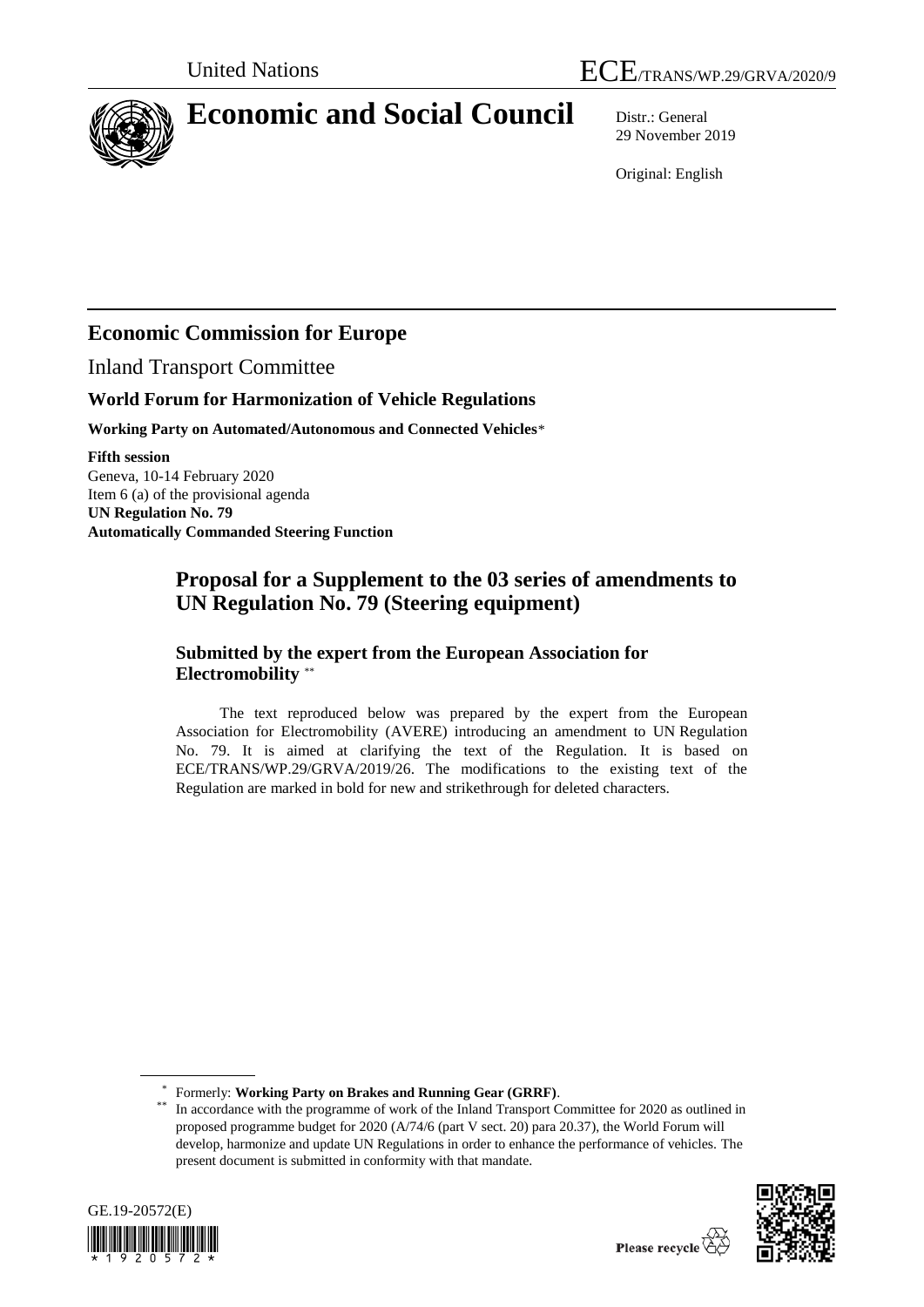United Nations

ECE/TRANS/WP.29/GRVA/2020/9

# Economic and Social Council

Distr.: General
29 November 2019

Original: English

## Economic Commission for Europe

Inland Transport Committee

### World Forum for Harmonization of Vehicle Regulations

**Working Party on Automated/Autonomous and Connected Vehicles***

**Fifth session**
Geneva, 10-14 February 2020
Item 6 (a) of the provisional agenda
**UN Regulation No. 79**
**Automatically Commanded Steering Function**

## Proposal for a Supplement to the 03 series of amendments to UN Regulation No. 79 (Steering equipment)

### Submitted by the expert from the European Association for Electromobility **

The text reproduced below was prepared by the expert from the European Association for Electromobility (AVERE) introducing an amendment to UN Regulation No. 79. It is aimed at clarifying the text of the Regulation. It is based on ECE/TRANS/WP.29/GRVA/2019/26. The modifications to the existing text of the Regulation are marked in bold for new and strikethrough for deleted characters.

---

\* Formerly: **Working Party on Brakes and Running Gear (GRRF)**.

\*\* In accordance with the programme of work of the Inland Transport Committee for 2020 as outlined in proposed programme budget for 2020 (A/74/6 (part V sect. 20) para 20.37), the World Forum will develop, harmonize and update UN Regulations in order to enhance the performance of vehicles. The present document is submitted in conformity with that mandate.

GE.19-20572(E)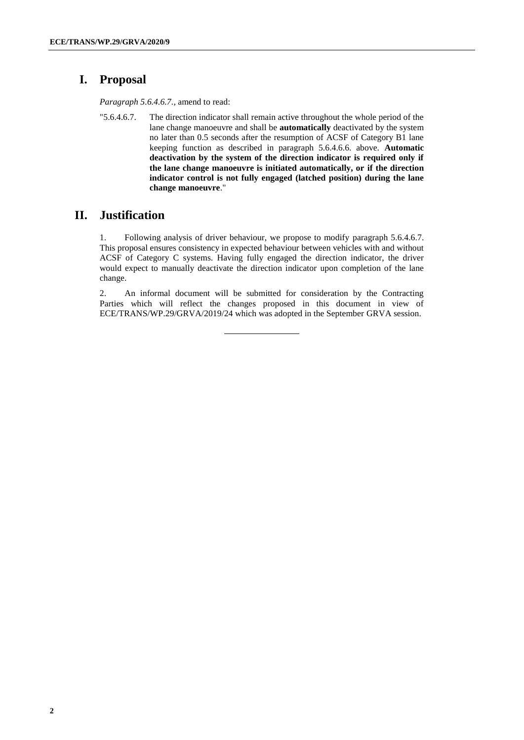# I. Proposal

*Paragraph 5.6.4.6.7.*, amend to read:

"5.6.4.6.7. The direction indicator shall remain active throughout the whole period of the lane change manoeuvre and shall be **automatically** deactivated by the system no later than 0.5 seconds after the resumption of ACSF of Category B1 lane keeping function as described in paragraph 5.6.4.6.6. above. **Automatic deactivation by the system of the direction indicator is required only if the lane change manoeuvre is initiated automatically, or if the direction indicator control is not fully engaged (latched position) during the lane change manoeuvre**."

# II. Justification

1. Following analysis of driver behaviour, we propose to modify paragraph 5.6.4.6.7. This proposal ensures consistency in expected behaviour between vehicles with and without ACSF of Category C systems. Having fully engaged the direction indicator, the driver would expect to manually deactivate the direction indicator upon completion of the lane change.

2. An informal document will be submitted for consideration by the Contracting Parties which will reflect the changes proposed in this document in view of ECE/TRANS/WP.29/GRVA/2019/24 which was adopted in the September GRVA session.